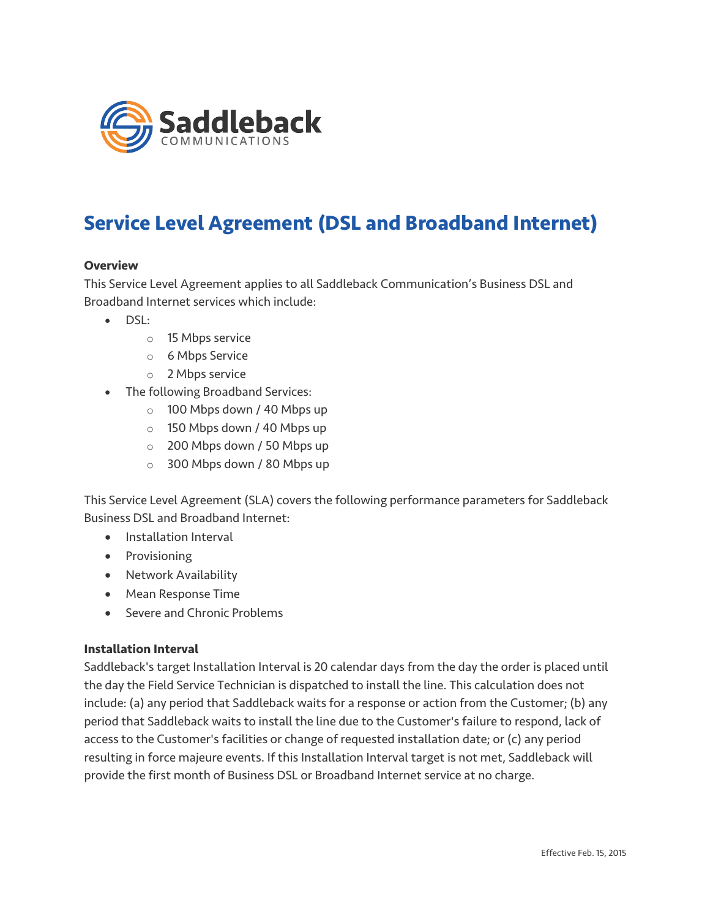# Service Level Agreement (DSL and Broadband Internet)

**Overview**

This Service Level Agreement applies to all Saddleback Communication's Business DSL and Broadband Internet services which include:

- DSL:
  - 15 Mbps service
  - 6 Mbps Service
  - 2 Mbps service
- The following Broadband Services:
  - 100 Mbps down / 40 Mbps up
  - 150 Mbps down / 40 Mbps up
  - 200 Mbps down / 50 Mbps up
  - 300 Mbps down / 80 Mbps up

This Service Level Agreement (SLA) covers the following performance parameters for Saddleback Business DSL and Broadband Internet:

- Installation Interval
- Provisioning
- Network Availability
- Mean Response Time
- Severe and Chronic Problems

**Installation Interval**

Saddleback's target Installation Interval is 20 calendar days from the day the order is placed until the day the Field Service Technician is dispatched to install the line. This calculation does not include: (a) any period that Saddleback waits for a response or action from the Customer; (b) any period that Saddleback waits to install the line due to the Customer's failure to respond, lack of access to the Customer's facilities or change of requested installation date; or (c) any period resulting in force majeure events. If this Installation Interval target is not met, Saddleback will provide the first month of Business DSL or Broadband Internet service at no charge.

Effective Feb. 15, 2015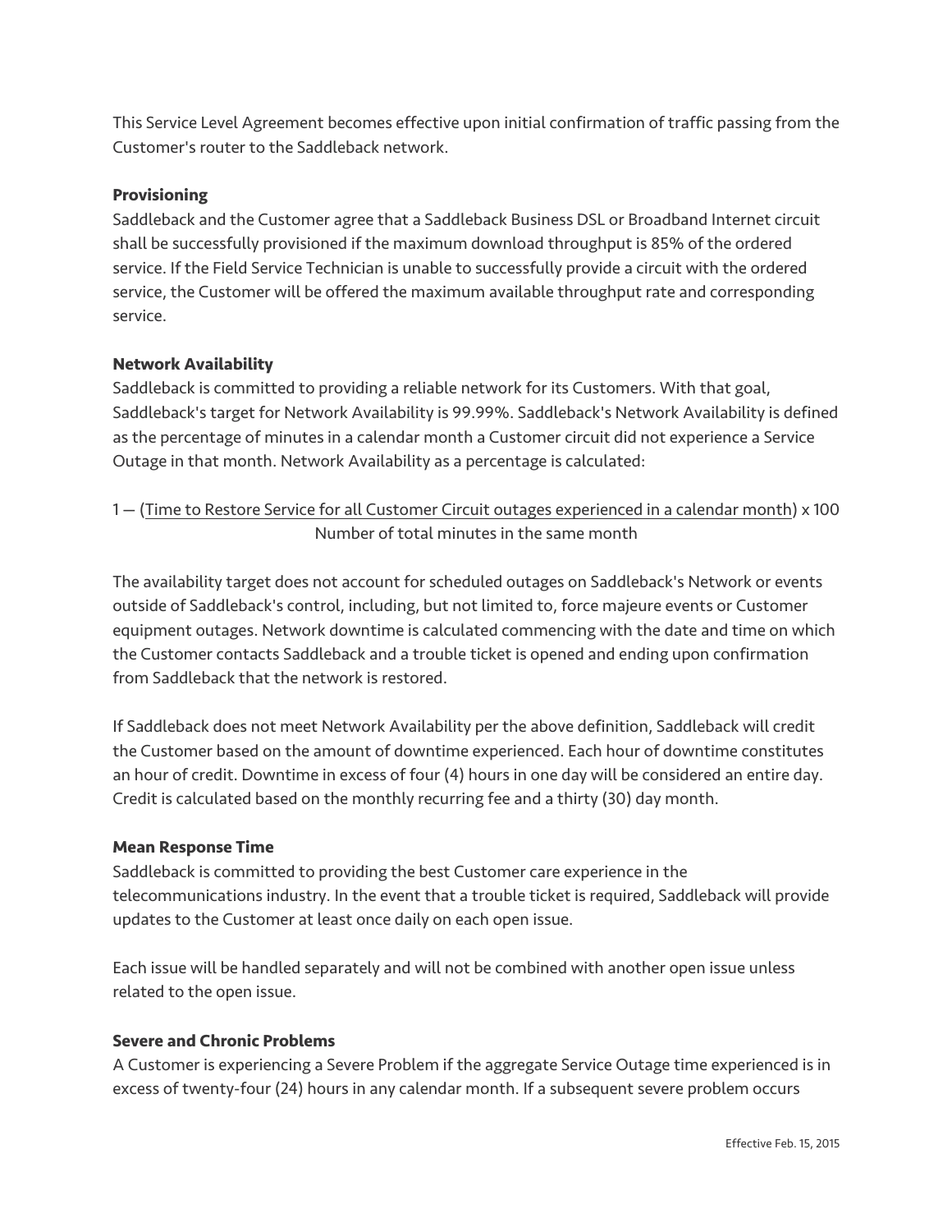This Service Level Agreement becomes effective upon initial confirmation of traffic passing from the Customer's router to the Saddleback network.

**Provisioning**

Saddleback and the Customer agree that a Saddleback Business DSL or Broadband Internet circuit shall be successfully provisioned if the maximum download throughput is 85% of the ordered service. If the Field Service Technician is unable to successfully provide a circuit with the ordered service, the Customer will be offered the maximum available throughput rate and corresponding service.

**Network Availability**

Saddleback is committed to providing a reliable network for its Customers. With that goal, Saddleback's target for Network Availability is 99.99%. Saddleback's Network Availability is defined as the percentage of minutes in a calendar month a Customer circuit did not experience a Service Outage in that month. Network Availability as a percentage is calculated:

$$1 - \left(\frac{\text{Time to Restore Service for all Customer Circuit outages experienced in a calendar month}}{\text{Number of total minutes in the same month}}\right) \times 100$$

The availability target does not account for scheduled outages on Saddleback's Network or events outside of Saddleback's control, including, but not limited to, force majeure events or Customer equipment outages. Network downtime is calculated commencing with the date and time on which the Customer contacts Saddleback and a trouble ticket is opened and ending upon confirmation from Saddleback that the network is restored.

If Saddleback does not meet Network Availability per the above definition, Saddleback will credit the Customer based on the amount of downtime experienced. Each hour of downtime constitutes an hour of credit. Downtime in excess of four (4) hours in one day will be considered an entire day. Credit is calculated based on the monthly recurring fee and a thirty (30) day month.

**Mean Response Time**

Saddleback is committed to providing the best Customer care experience in the telecommunications industry. In the event that a trouble ticket is required, Saddleback will provide updates to the Customer at least once daily on each open issue.

Each issue will be handled separately and will not be combined with another open issue unless related to the open issue.

**Severe and Chronic Problems**

A Customer is experiencing a Severe Problem if the aggregate Service Outage time experienced is in excess of twenty-four (24) hours in any calendar month. If a subsequent severe problem occurs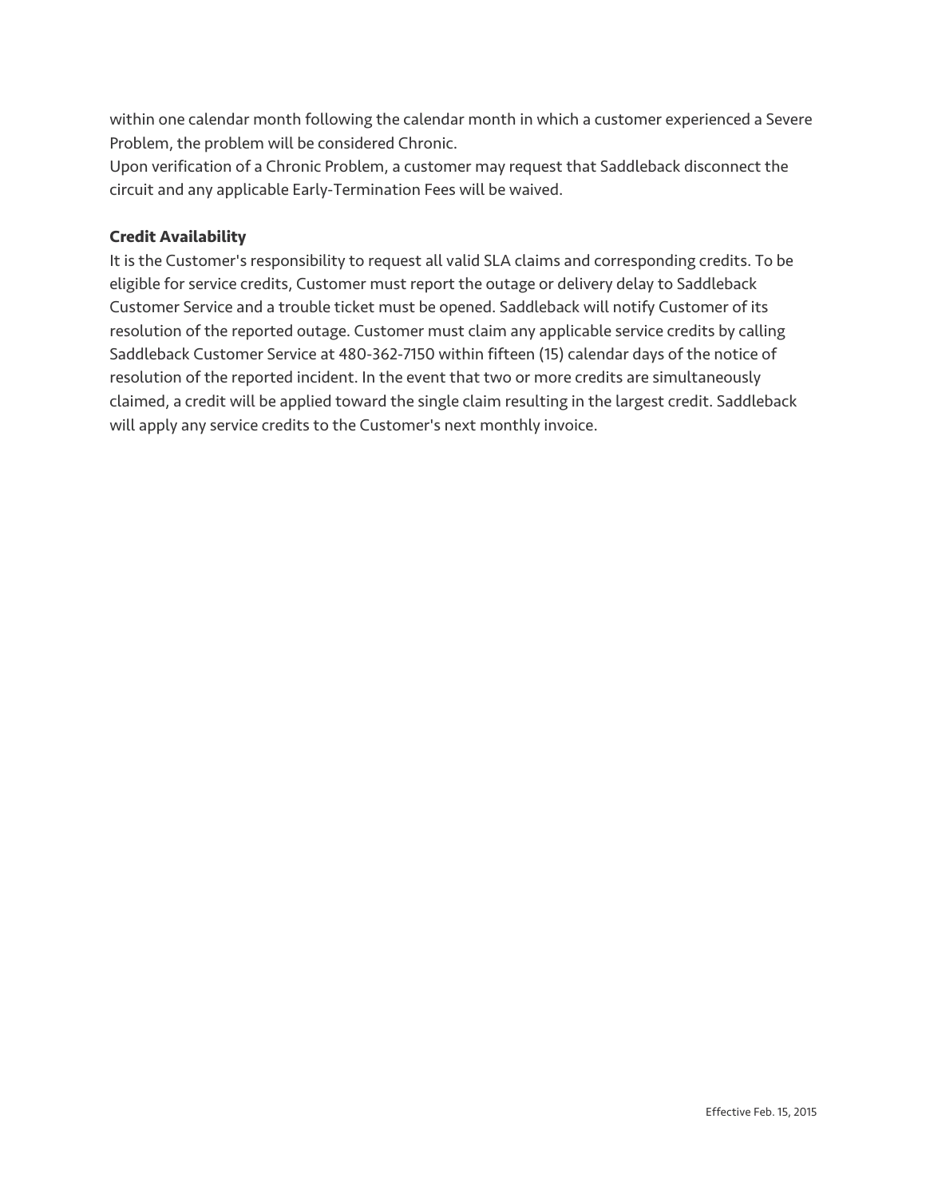within one calendar month following the calendar month in which a customer experienced a Severe Problem, the problem will be considered Chronic.

Upon verification of a Chronic Problem, a customer may request that Saddleback disconnect the circuit and any applicable Early-Termination Fees will be waived.

**Credit Availability**

It is the Customer's responsibility to request all valid SLA claims and corresponding credits. To be eligible for service credits, Customer must report the outage or delivery delay to Saddleback Customer Service and a trouble ticket must be opened. Saddleback will notify Customer of its resolution of the reported outage. Customer must claim any applicable service credits by calling Saddleback Customer Service at 480-362-7150 within fifteen (15) calendar days of the notice of resolution of the reported incident. In the event that two or more credits are simultaneously claimed, a credit will be applied toward the single claim resulting in the largest credit. Saddleback will apply any service credits to the Customer's next monthly invoice.